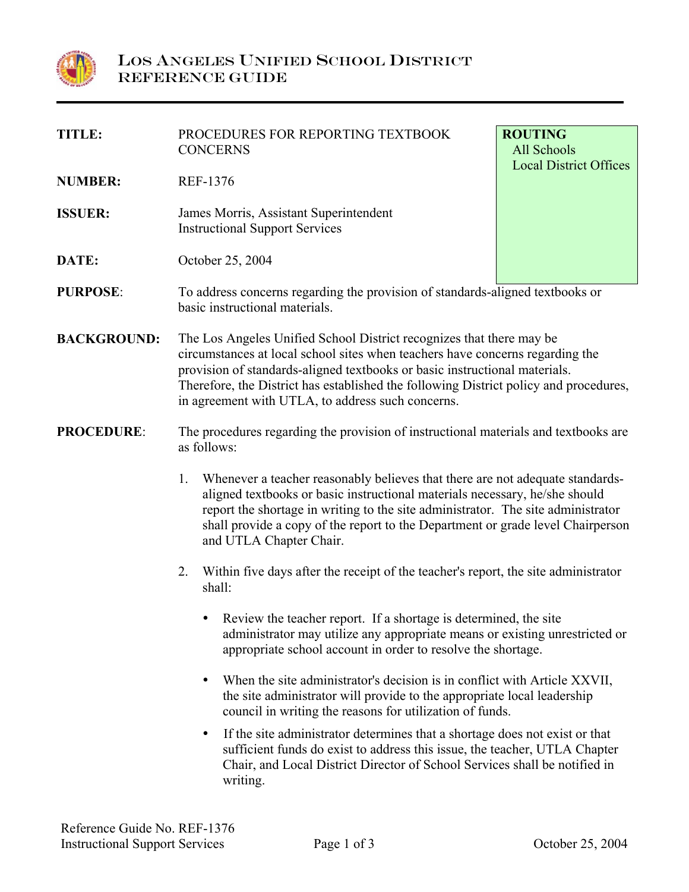# LOS ANGELES UNIFIED SCHOOL DISTRICT
## REFERENCE GUIDE

**ROUTING**
All Schools
Local District Offices

**TITLE:** PROCEDURES FOR REPORTING TEXTBOOK CONCERNS

**NUMBER:** REF-1376

**ISSUER:** James Morris, Assistant Superintendent
Instructional Support Services

**DATE:** October 25, 2004

**PURPOSE**: To address concerns regarding the provision of standards-aligned textbooks or basic instructional materials.

**BACKGROUND:** The Los Angeles Unified School District recognizes that there may be circumstances at local school sites when teachers have concerns regarding the provision of standards-aligned textbooks or basic instructional materials. Therefore, the District has established the following District policy and procedures, in agreement with UTLA, to address such concerns.

**PROCEDURE**: The procedures regarding the provision of instructional materials and textbooks are as follows:

1. Whenever a teacher reasonably believes that there are not adequate standards-aligned textbooks or basic instructional materials necessary, he/she should report the shortage in writing to the site administrator. The site administrator shall provide a copy of the report to the Department or grade level Chairperson and UTLA Chapter Chair.

2. Within five days after the receipt of the teacher's report, the site administrator shall:

   - Review the teacher report. If a shortage is determined, the site administrator may utilize any appropriate means or existing unrestricted or appropriate school account in order to resolve the shortage.

   - When the site administrator's decision is in conflict with Article XXVII, the site administrator will provide to the appropriate local leadership council in writing the reasons for utilization of funds.

   - If the site administrator determines that a shortage does not exist or that sufficient funds do exist to address this issue, the teacher, UTLA Chapter Chair, and Local District Director of School Services shall be notified in writing.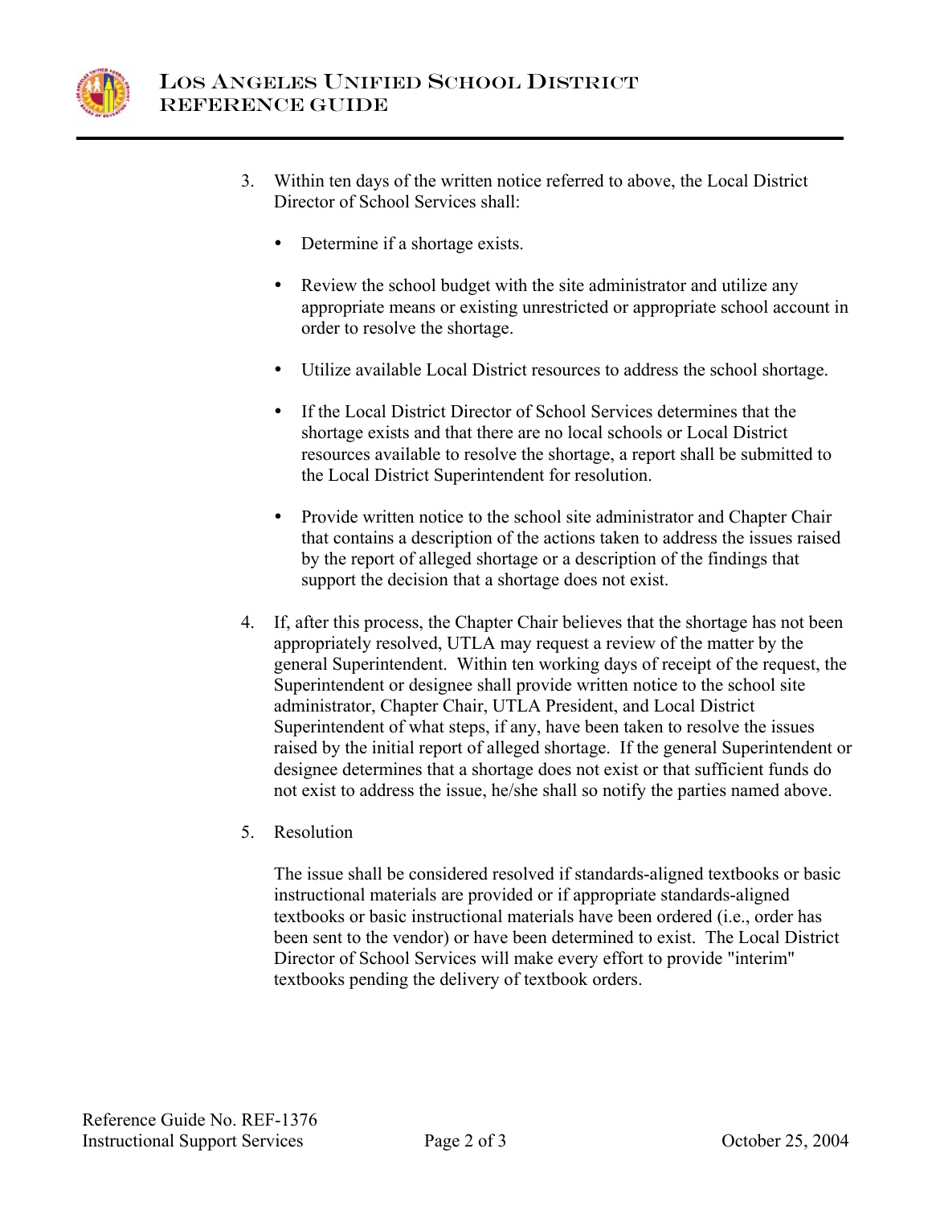3. Within ten days of the written notice referred to above, the Local District Director of School Services shall:

   - Determine if a shortage exists.

   - Review the school budget with the site administrator and utilize any appropriate means or existing unrestricted or appropriate school account in order to resolve the shortage.

   - Utilize available Local District resources to address the school shortage.

   - If the Local District Director of School Services determines that the shortage exists and that there are no local schools or Local District resources available to resolve the shortage, a report shall be submitted to the Local District Superintendent for resolution.

   - Provide written notice to the school site administrator and Chapter Chair that contains a description of the actions taken to address the issues raised by the report of alleged shortage or a description of the findings that support the decision that a shortage does not exist.

4. If, after this process, the Chapter Chair believes that the shortage has not been appropriately resolved, UTLA may request a review of the matter by the general Superintendent. Within ten working days of receipt of the request, the Superintendent or designee shall provide written notice to the school site administrator, Chapter Chair, UTLA President, and Local District Superintendent of what steps, if any, have been taken to resolve the issues raised by the initial report of alleged shortage. If the general Superintendent or designee determines that a shortage does not exist or that sufficient funds do not exist to address the issue, he/she shall so notify the parties named above.

5. Resolution

   The issue shall be considered resolved if standards-aligned textbooks or basic instructional materials are provided or if appropriate standards-aligned textbooks or basic instructional materials have been ordered (i.e., order has been sent to the vendor) or have been determined to exist. The Local District Director of School Services will make every effort to provide "interim" textbooks pending the delivery of textbook orders.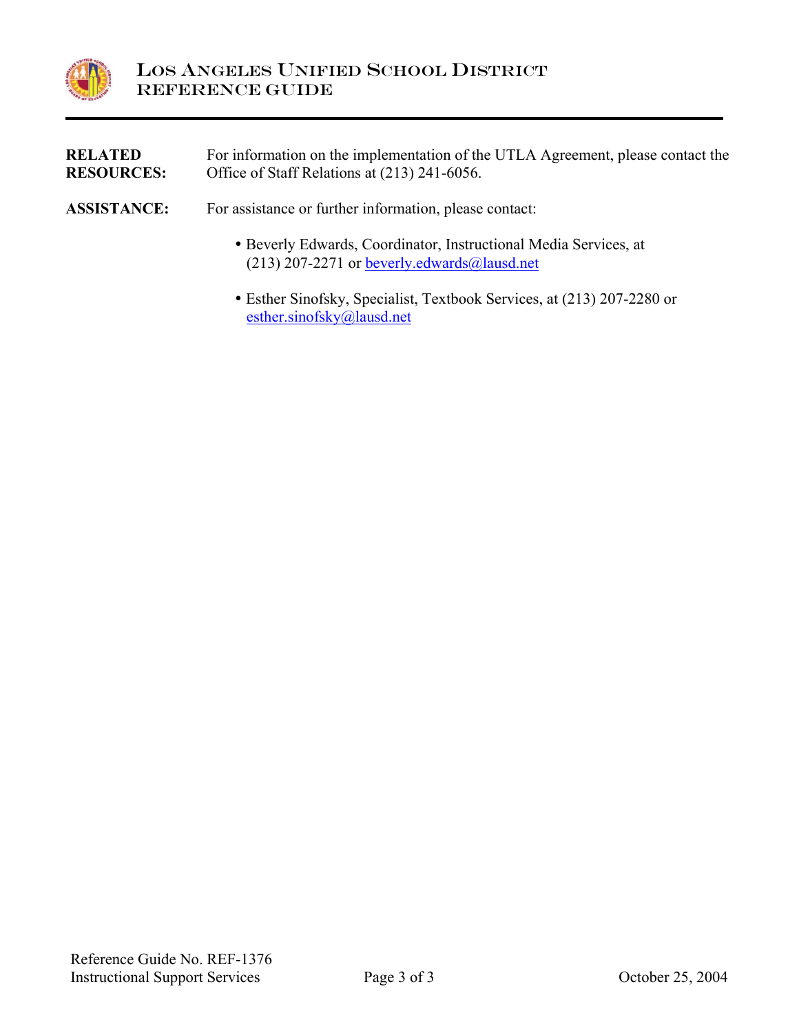**RELATED RESOURCES:** For information on the implementation of the UTLA Agreement, please contact the Office of Staff Relations at (213) 241-6056.

**ASSISTANCE:** For assistance or further information, please contact:

- Beverly Edwards, Coordinator, Instructional Media Services, at (213) 207-2271 or beverly.edwards@lausd.net

- Esther Sinofsky, Specialist, Textbook Services, at (213) 207-2280 or esther.sinofsky@lausd.net